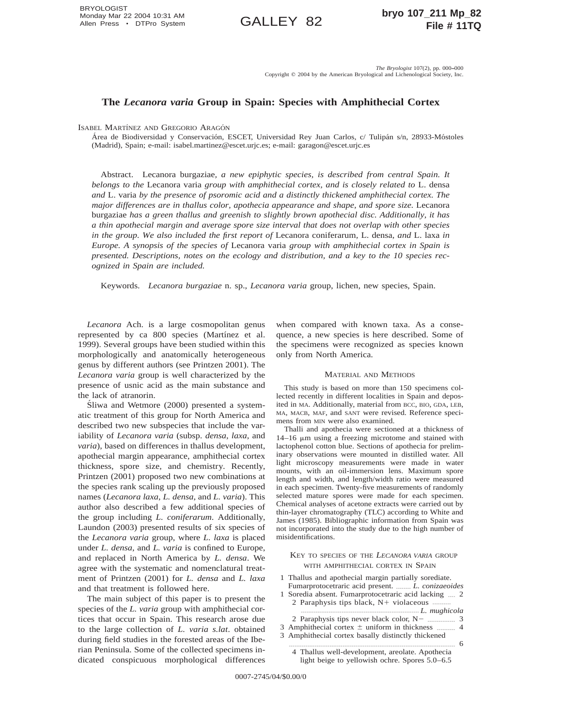# The *Lecanora varia* Group in Spain: Species with Amphithecial Cortex

ISABEL MARTÍNEZ AND GREGORIO ARAGÓN

Área de Biodiversidad y Conservación, ESCET, Universidad Rey Juan Carlos, c/ Tulipán s/n, 28933-Móstoles (Madrid), Spain; e-mail: isabel.martinez@escet.urjc.es; e-mail: garagon@escet.urjc.es

Abstract. Lecanora burgaziae, *a new epiphytic species, is described from central Spain. It belongs to the* Lecanora varia *group with amphithecial cortex, and is closely related to* L. densa *and* L. varia *by the presence of psoromic acid and a distinctly thickened amphithecial cortex. The major differences are in thallus color, apothecia appearance and shape, and spore size.* Lecanora burgaziae *has a green thallus and greenish to slightly brown apothecial disc. Additionally, it has a thin apothecial margin and average spore size interval that does not overlap with other species in the group. We also included the first report of* Lecanora coniferarum, L. densa, *and* L. laxa *in Europe. A synopsis of the species of* Lecanora varia *group with amphithecial cortex in Spain is presented. Descriptions, notes on the ecology and distribution, and a key to the 10 species recognized in Spain are included.*

Keywords. *Lecanora burgaziae* n. sp., *Lecanora varia* group, lichen, new species, Spain.

*Lecanora* Ach. is a large cosmopolitan genus represented by ca 800 species (Martínez et al. 1999). Several groups have been studied within this morphologically and anatomically heterogeneous genus by different authors (see Printzen 2001). The *Lecanora varia* group is well characterized by the presence of usnic acid as the main substance and the lack of atranorin.

Śliwa and Wetmore (2000) presented a systematic treatment of this group for North America and described two new subspecies that include the variability of *Lecanora varia* (subsp. *densa*, *laxa*, and *varia*), based on differences in thallus development, apothecial margin appearance, amphithecial cortex thickness, spore size, and chemistry. Recently, Printzen (2001) proposed two new combinations at the species rank scaling up the previously proposed names (*Lecanora laxa*, *L. densa*, and *L. varia*). This author also described a few additional species of the group including *L. coniferarum*. Additionally, Laundon (2003) presented results of six species of the *Lecanora varia* group, where *L. laxa* is placed under *L. densa*, and *L. varia* is confined to Europe, and replaced in North America by *L. densa*. We agree with the systematic and nomenclatural treatment of Printzen (2001) for *L. densa* and *L. laxa* and that treatment is followed here.

The main subject of this paper is to present the species of the *L. varia* group with amphithecial cortices that occur in Spain. This research arose due to the large collection of *L. varia s.lat*. obtained during field studies in the forested areas of the Iberian Peninsula. Some of the collected specimens indicated conspicuous morphological differences when compared with known taxa. As a consequence, a new species is here described. Some of the specimens were recognized as species known only from North America.

## Material and Methods

This study is based on more than 150 specimens collected recently in different localities in Spain and deposited in MA. Additionally, material from BCC, BIO, GDA, LEB, MA, MACB, MAF, and SANT were revised. Reference specimens from MIN were also examined.

Thalli and apothecia were sectioned at a thickness of 14–16 μm using a freezing microtome and stained with lactophenol cotton blue. Sections of apothecia for preliminary observations were mounted in distilled water. All light microscopy measurements were made in water mounts, with an oil-immersion lens. Maximum spore length and width, and length/width ratio were measured in each specimen. Twenty-five measurements of randomly selected mature spores were made for each specimen. Chemical analyses of acetone extracts were carried out by thin-layer chromatography (TLC) according to White and James (1985). Bibliographic information from Spain was not incorporated into the study due to the high number of misidentifications.

## Key to species of the *Lecanora varia* group with amphithecial cortex in Spain

1 Thallus and apothecial margin partially sorediate. Fumarprotocetraric acid present. .......... *L. conizaeoides*
1 Soredia absent. Fumarprotocetraric acid lacking ..... 2
  2 Paraphysis tips black, N+ violaceous .......... *L. mughicola*
  2 Paraphysis tips never black color, N− .......... 3
3 Amphithecial cortex ± uniform in thickness .......... 4
3 Amphithecial cortex basally distinctly thickened .......... 6
  4 Thallus well-development, areolate. Apothecia light beige to yellowish ochre. Spores 5.0–6.5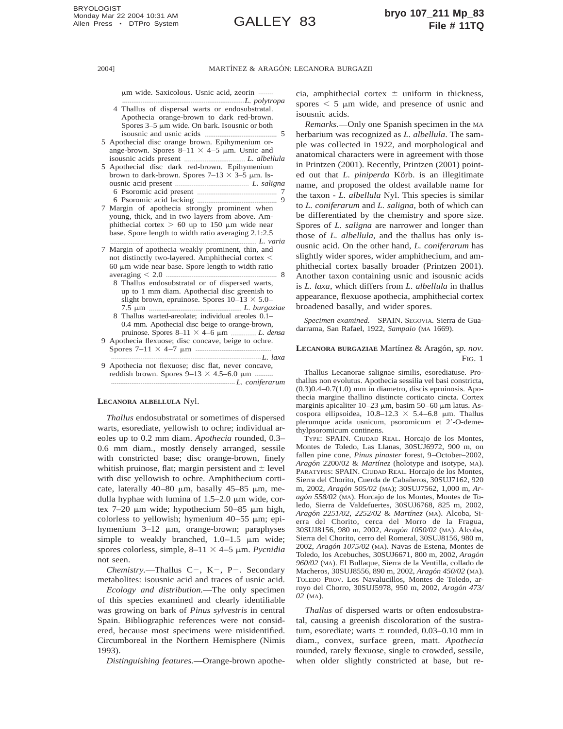μm wide. Saxicolous. Usnic acid, zeorin ........ *L. polytropa*

4 Thallus of dispersal warts or endosubstratal. Apothecia orange-brown to dark red-brown. Spores 3–5 μm wide. On bark. Isousnic or both isousnic and usnic acids ........ 5

5 Apothecial disc orange brown. Epihymenium orange-brown. Spores 8–11 × 4–5 μm. Usnic and isousnic acids present ........ *L. albellula*

5 Apothecial disc dark red-brown. Epihymenium brown to dark-brown. Spores 7–13 × 3–5 μm. Isousnic acid present ........ *L. saligna*

6 Psoromic acid present ........ 7

6 Psoromic acid lacking ........ 9

7 Margin of apothecia strongly prominent when young, thick, and in two layers from above. Amphithecial cortex > 60 up to 150 μm wide near base. Spore length to width ratio averaging 2.1:2.5 ........ *L. varia*

7 Margin of apothecia weakly prominent, thin, and not distinctly two-layered. Amphithecial cortex < 60 μm wide near base. Spore length to width ratio averaging < 2.0 ........ 8

8 Thallus endosubstratal or of dispersed warts, up to 1 mm diam. Apothecial disc greenish to slight brown, epruinose. Spores 10–13 × 5.0–7.5 μm ........ *L. burgaziae*

8 Thallus warted-areolate; individual areoles 0.1–0.4 mm. Apothecial disc beige to orange-brown, pruinose. Spores 8–11 × 4–6 μm ........ *L. densa*

9 Apothecia flexuose; disc concave, beige to ochre. Spores 7–11 × 4–7 μm ........ *L. laxa*

9 Apothecia not flexuose; disc flat, never concave, reddish brown. Spores 9–13 × 4.5–6.0 μm ........ *L. coniferarum*

## Lecanora albellula Nyl.

*Thallus* endosubstratal or sometimes of dispersed warts, esorediate, yellowish to ochre; individual areoles up to 0.2 mm diam. *Apothecia* rounded, 0.3–0.6 mm diam., mostly densely arranged, sessile with constricted base; disc orange-brown, finely whitish pruinose, flat; margin persistent and ± level with disc yellowish to ochre. Amphithecium corticate, laterally 40–80 μm, basally 45–85 μm, medulla hyphae with lumina of 1.5–2.0 μm wide, cortex 7–20 μm wide; hypothecium 50–85 μm high, colorless to yellowish; hymenium 40–55 μm; epihymenium 3–12 μm, orange-brown; paraphyses simple to weakly branched, 1.0–1.5 μm wide; spores colorless, simple, 8–11 × 4–5 μm. *Pycnidia* not seen.

*Chemistry*.—Thallus C−, K−, P−. Secondary metabolites: isousnic acid and traces of usnic acid.

*Ecology and distribution*.—The only specimen of this species examined and clearly identifiable was growing on bark of *Pinus sylvestris* in central Spain. Bibliographic references were not considered, because most specimens were misidentified. Circumboreal in the Northern Hemisphere (Nimis 1993).

*Distinguishing features*.—Orange-brown apothecia, amphithecial cortex ± uniform in thickness, spores < 5 μm wide, and presence of usnic and isousnic acids.

*Remarks*.—Only one Spanish specimen in the MA herbarium was recognized as *L. albellula*. The sample was collected in 1922, and morphological and anatomical characters were in agreement with those in Printzen (2001). Recently, Printzen (2001) pointed out that *L. piniperda* Körb. is an illegitimate name, and proposed the oldest available name for the taxon - *L. albellula* Nyl. This species is similar to *L. coniferarum* and *L. saligna*, both of which can be differentiated by the chemistry and spore size. Spores of *L. saligna* are narrower and longer than those of *L. albellula*, and the thallus has only isousnic acid. On the other hand, *L. coniferarum* has slightly wider spores, wider amphithecium, and amphithecial cortex basally broader (Printzen 2001). Another taxon containing usnic and isousnic acids is *L. laxa*, which differs from *L. albellula* in thallus appearance, flexuose apothecia, amphithecial cortex broadened basally, and wider spores.

*Specimen examined*.—SPAIN. SEGOVIA. Sierra de Guadarrama, San Rafael, 1922, *Sampaio* (MA 1669).

## Lecanora burgaziae Martínez & Aragón, *sp. nov.*

FIG. 1

Thallus Lecanorae salignae similis, esorediatuse. Prothallus non evolutus. Apothecia sessilia vel basi constricta, (0.3)0.4–0.7(1.0) mm in diametro, discis epruinosis. Apothecia margine thallino distincte corticato cincta. Cortex marginis apicaliter 10–23 μm, basim 50–60 μm latus. Ascospora ellipsoidea, 10.8–12.3 × 5.4–6.8 μm. Thallus plerumque acida usnicum, psoromicum et 2′-O-demethylpsoromicum continens.

TYPE: SPAIN. CIUDAD REAL. Horcajo de los Montes, Montes de Toledo, Las Llanas, 30SUJ6972, 900 m, on fallen pine cone, *Pinus pinaster* forest, 9–October–2002, *Aragón* 2200/02 & *Martínez* (holotype and isotype, MA). PARATYPES: SPAIN. CIUDAD REAL. Horcajo de los Montes, Sierra del Chorito, Cuerda de Cabañeros, 30SUJ7162, 920 m, 2002, *Aragón 505/02* (MA); 30SUJ7562, 1,000 m, *Aragón 558/02* (MA). Horcajo de los Montes, Montes de Toledo, Sierra de Valdefuertes, 30SUJ6768, 825 m, 2002, *Aragón 2251/02, 2252/02* & *Martínez* (MA). Alcoba, Sierra del Chorito, cerca del Morro de la Fragua, 30SUJ8156, 980 m, 2002, *Aragón 1050/02* (MA). Alcoba, Sierra del Chorito, cerro del Romeral, 30SUJ8156, 980 m, 2002, *Aragón 1075/02* (MA). Navas de Estena, Montes de Toledo, los Acebuches, 30SUJ6671, 800 m, 2002, *Aragón 960/02* (MA). El Bullaque, Sierra de la Ventilla, collado de Macheros, 30SUJ8556, 890 m, 2002, *Aragón 450/02* (MA). TOLEDO PROV. Los Navalucillos, Montes de Toledo, arroyo del Chorro, 30SUJ5978, 950 m, 2002, *Aragón 473/02* (MA).

*Thallus* of dispersed warts or often endosubstratal, causing a greenish discoloration of the sustratum, esorediate; warts ± rounded, 0.03–0.10 mm in diam., convex, surface green, matt. *Apothecia* rounded, rarely flexuose, single to crowded, sessile, when older slightly constricted at base, but re-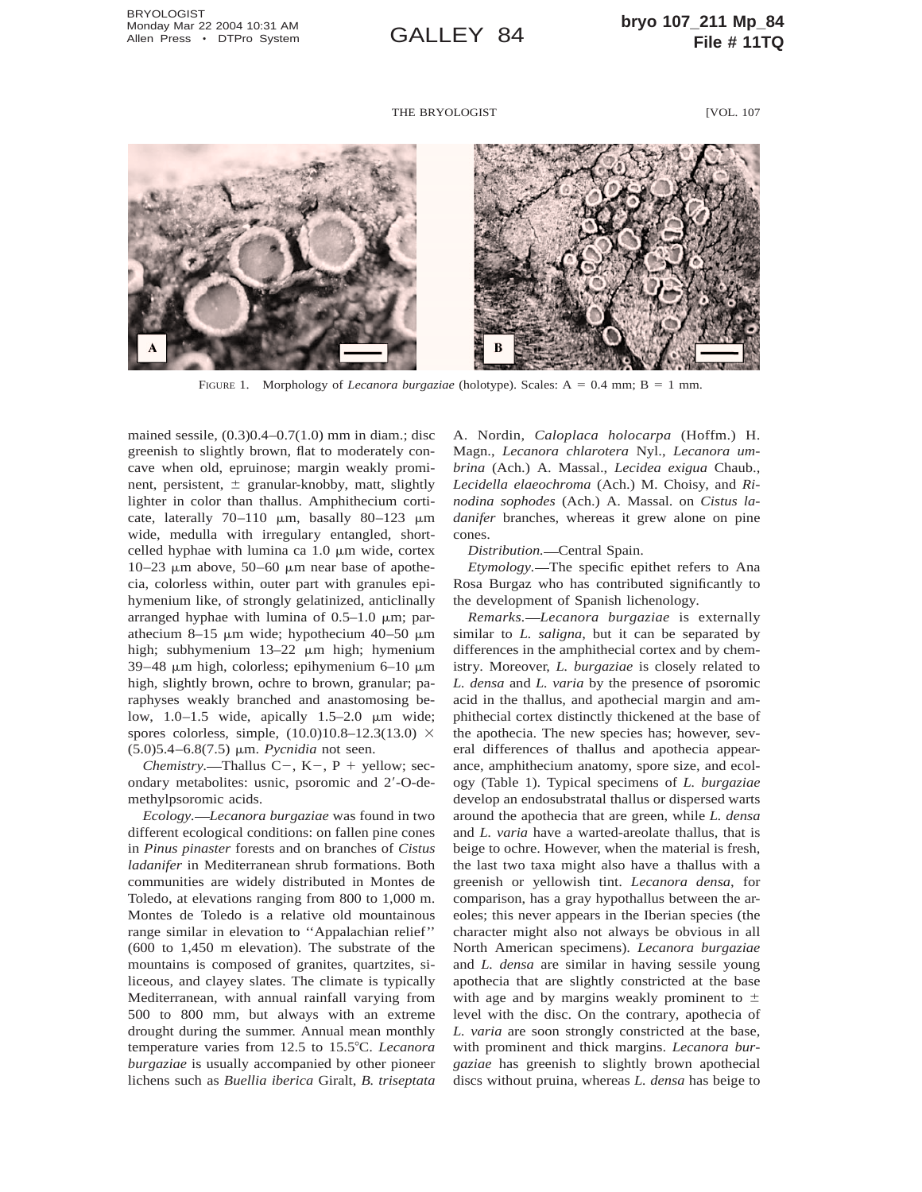FIGURE 1. Morphology of *Lecanora burgaziae* (holotype). Scales: A = 0.4 mm; B = 1 mm.

mained sessile, (0.3)0.4–0.7(1.0) mm in diam.; disc greenish to slightly brown, flat to moderately concave when old, epruinose; margin weakly prominent, persistent, ± granular-knobby, matt, slightly lighter in color than thallus. Amphithecium corticate, laterally 70–110 μm, basally 80–123 μm wide, medulla with irregulary entangled, short-celled hyphae with lumina ca 1.0 μm wide, cortex 10–23 μm above, 50–60 μm near base of apothecia, colorless within, outer part with granules epihymenium like, of strongly gelatinized, anticlinally arranged hyphae with lumina of 0.5–1.0 μm; parathecium 8–15 μm wide; hypothecium 40–50 μm high; subhymenium 13–22 μm high; hymenium 39–48 μm high, colorless; epihymenium 6–10 μm high, slightly brown, ochre to brown, granular; paraphyses weakly branched and anastomosing below, 1.0–1.5 wide, apically 1.5–2.0 μm wide; spores colorless, simple, (10.0)10.8–12.3(13.0) × (5.0)5.4–6.8(7.5) μm. *Pycnidia* not seen.

*Chemistry.*—Thallus C−, K−, P + yellow; secondary metabolites: usnic, psoromic and 2′-O-demethylpsoromic acids.

*Ecology.*—*Lecanora burgaziae* was found in two different ecological conditions: on fallen pine cones in *Pinus pinaster* forests and on branches of *Cistus ladanifer* in Mediterranean shrub formations. Both communities are widely distributed in Montes de Toledo, at elevations ranging from 800 to 1,000 m. Montes de Toledo is a relative old mountainous range similar in elevation to ''Appalachian relief'' (600 to 1,450 m elevation). The substrate of the mountains is composed of granites, quartzites, siliceous, and clayey slates. The climate is typically Mediterranean, with annual rainfall varying from 500 to 800 mm, but always with an extreme drought during the summer. Annual mean monthly temperature varies from 12.5 to 15.5°C. *Lecanora burgaziae* is usually accompanied by other pioneer lichens such as *Buellia iberica* Giralt, *B. triseptata* A. Nordin, *Caloplaca holocarpa* (Hoffm.) H. Magn., *Lecanora chlarotera* Nyl., *Lecanora umbrina* (Ach.) A. Massal., *Lecidea exigua* Chaub., *Lecidella elaeochroma* (Ach.) M. Choisy, and *Rinodina sophodes* (Ach.) A. Massal. on *Cistus ladanifer* branches, whereas it grew alone on pine cones.

*Distribution.*—Central Spain.

*Etymology.*—The specific epithet refers to Ana Rosa Burgaz who has contributed significantly to the development of Spanish lichenology.

*Remarks.*—*Lecanora burgaziae* is externally similar to *L. saligna*, but it can be separated by differences in the amphithecial cortex and by chemistry. Moreover, *L. burgaziae* is closely related to *L. densa* and *L. varia* by the presence of psoromic acid in the thallus, and apothecial margin and amphithecial cortex distinctly thickened at the base of the apothecia. The new species has; however, several differences of thallus and apothecia appearance, amphithecium anatomy, spore size, and ecology (Table 1). Typical specimens of *L. burgaziae* develop an endosubstratal thallus or dispersed warts around the apothecia that are green, while *L. densa* and *L. varia* have a warted-areolate thallus, that is beige to ochre. However, when the material is fresh, the last two taxa might also have a thallus with a greenish or yellowish tint. *Lecanora densa*, for comparison, has a gray hypothallus between the areoles; this never appears in the Iberian species (the character might also not always be obvious in all North American specimens). *Lecanora burgaziae* and *L. densa* are similar in having sessile young apothecia that are slightly constricted at the base with age and by margins weakly prominent to ± level with the disc. On the contrary, apothecia of *L. varia* are soon strongly constricted at the base, with prominent and thick margins. *Lecanora burgaziae* has greenish to slightly brown apothecial discs without pruina, whereas *L. densa* has beige to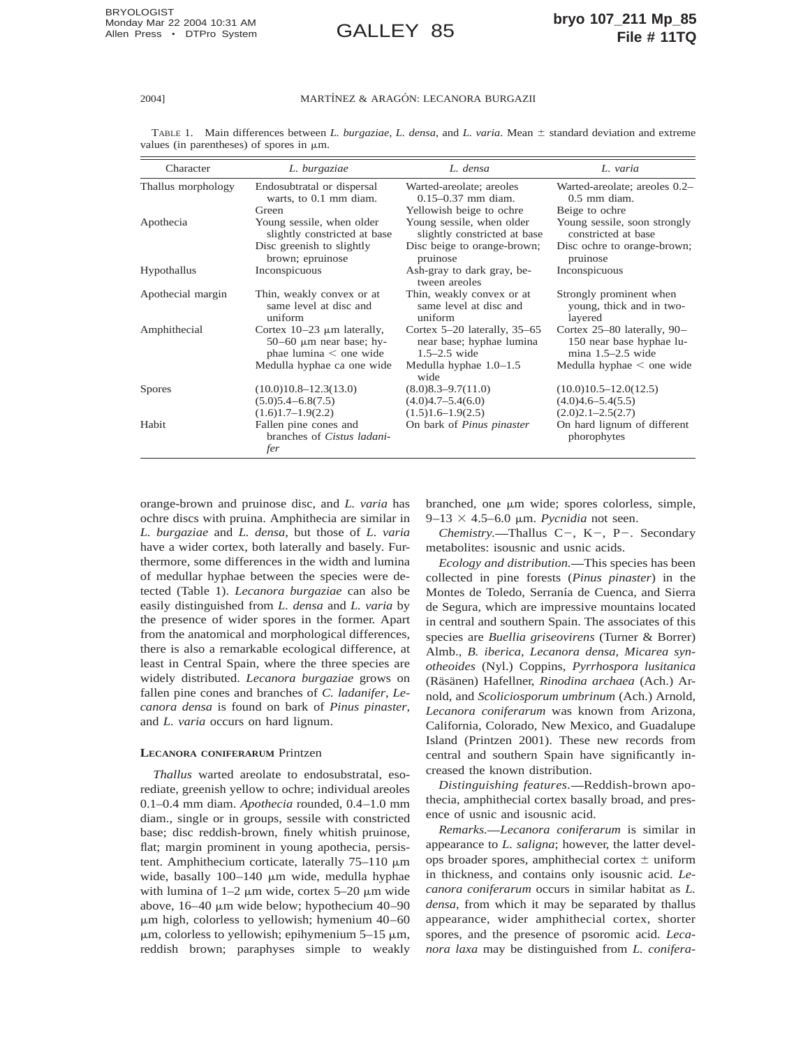TABLE 1. Main differences between *L. burgaziae*, *L. densa*, and *L. varia*. Mean ± standard deviation and extreme values (in parentheses) of spores in μm.

| Character | *L. burgaziae* | *L. densa* | *L. varia* |
|---|---|---|---|
| Thallus morphology | Endosubtratal or dispersal warts, to 0.1 mm diam. | Warted-areolate; areoles 0.15–0.37 mm diam. | Warted-areolate; areoles 0.2–0.5 mm diam. |
| | Green | Yellowish beige to ochre | Beige to ochre |
| Apothecia | Young sessile, when older slightly constricted at base | Young sessile, when older slightly constricted at base | Young sessile, soon strongly constricted at base |
| | Disc greenish to slightly brown; epruinose | Disc beige to orange-brown; pruinose | Disc ochre to orange-brown; pruinose |
| Hypothallus | Inconspicuous | Ash-gray to dark gray, between areoles | Inconspicuous |
| Apothecial margin | Thin, weakly convex or at same level at disc and uniform | Thin, weakly convex or at same level at disc and uniform | Strongly prominent when young, thick and in two-layered |
| Amphithecial | Cortex 10–23 μm laterally, 50–60 μm near base; hyphae lumina < one wide | Cortex 5–20 laterally, 35–65 near base; hyphae lumina 1.5–2.5 wide | Cortex 25–80 laterally, 90–150 near base hyphae lumina 1.5–2.5 wide |
| | Medulla hyphae ca one wide | Medulla hyphae 1.0–1.5 wide | Medulla hyphae < one wide |
| Spores | (10.0)10.8–12.3(13.0) | (8.0)8.3–9.7(11.0) | (10.0)10.5–12.0(12.5) |
| | (5.0)5.4–6.8(7.5) | (4.0)4.7–5.4(6.0) | (4.0)4.6–5.4(5.5) |
| | (1.6)1.7–1.9(2.2) | (1.5)1.6–1.9(2.5) | (2.0)2.1–2.5(2.7) |
| Habit | Fallen pine cones and branches of *Cistus ladanifer* | On bark of *Pinus pinaster* | On hard lignum of different phorophytes |

orange-brown and pruinose disc, and *L. varia* has ochre discs with pruina. Amphithecia are similar in *L. burgaziae* and *L. densa*, but those of *L. varia* have a wider cortex, both laterally and basely. Furthermore, some differences in the width and lumina of medullar hyphae between the species were detected (Table 1). *Lecanora burgaziae* can also be easily distinguished from *L. densa* and *L. varia* by the presence of wider spores in the former. Apart from the anatomical and morphological differences, there is also a remarkable ecological difference, at least in Central Spain, where the three species are widely distributed. *Lecanora burgaziae* grows on fallen pine cones and branches of *C. ladanifer*, *Lecanora densa* is found on bark of *Pinus pinaster*, and *L. varia* occurs on hard lignum.

**LECANORA CONIFERARUM** Printzen

*Thallus* warted areolate to endosubstratal, esorediate, greenish yellow to ochre; individual areoles 0.1–0.4 mm diam. *Apothecia* rounded, 0.4–1.0 mm diam., single or in groups, sessile with constricted base; disc reddish-brown, finely whitish pruinose, flat; margin prominent in young apothecia, persistent. Amphithecium corticate, laterally 75–110 μm wide, basally 100–140 μm wide, medulla hyphae with lumina of 1–2 μm wide, cortex 5–20 μm wide above, 16–40 μm wide below; hypothecium 40–90 μm high, colorless to yellowish; hymenium 40–60 μm, colorless to yellowish; epihymenium 5–15 μm, reddish brown; paraphyses simple to weakly branched, one μm wide; spores colorless, simple, 9–13 × 4.5–6.0 μm. *Pycnidia* not seen.

*Chemistry*.—Thallus C−, K−, P−. Secondary metabolites: isousnic and usnic acids.

*Ecology and distribution*.—This species has been collected in pine forests (*Pinus pinaster*) in the Montes de Toledo, Serranía de Cuenca, and Sierra de Segura, which are impressive mountains located in central and southern Spain. The associates of this species are *Buellia griseovirens* (Turner & Borrer) Almb., *B. iberica*, *Lecanora densa*, *Micarea synotheoides* (Nyl.) Coppins, *Pyrrhospora lusitanica* (Räsänen) Hafellner, *Rinodina archaea* (Ach.) Arnold, and *Scoliciosporum umbrinum* (Ach.) Arnold, *Lecanora coniferarum* was known from Arizona, California, Colorado, New Mexico, and Guadalupe Island (Printzen 2001). These new records from central and southern Spain have significantly increased the known distribution.

*Distinguishing features*.—Reddish-brown apothecia, amphithecial cortex basally broad, and presence of usnic and isousnic acid.

*Remarks*.—*Lecanora coniferarum* is similar in appearance to *L. saligna*; however, the latter develops broader spores, amphithecial cortex ± uniform in thickness, and contains only isousnic acid. *Lecanora coniferarum* occurs in similar habitat as *L. densa*, from which it may be separated by thallus appearance, wider amphithecial cortex, shorter spores, and the presence of psoromic acid. *Lecanora laxa* may be distinguished from *L. conifera-*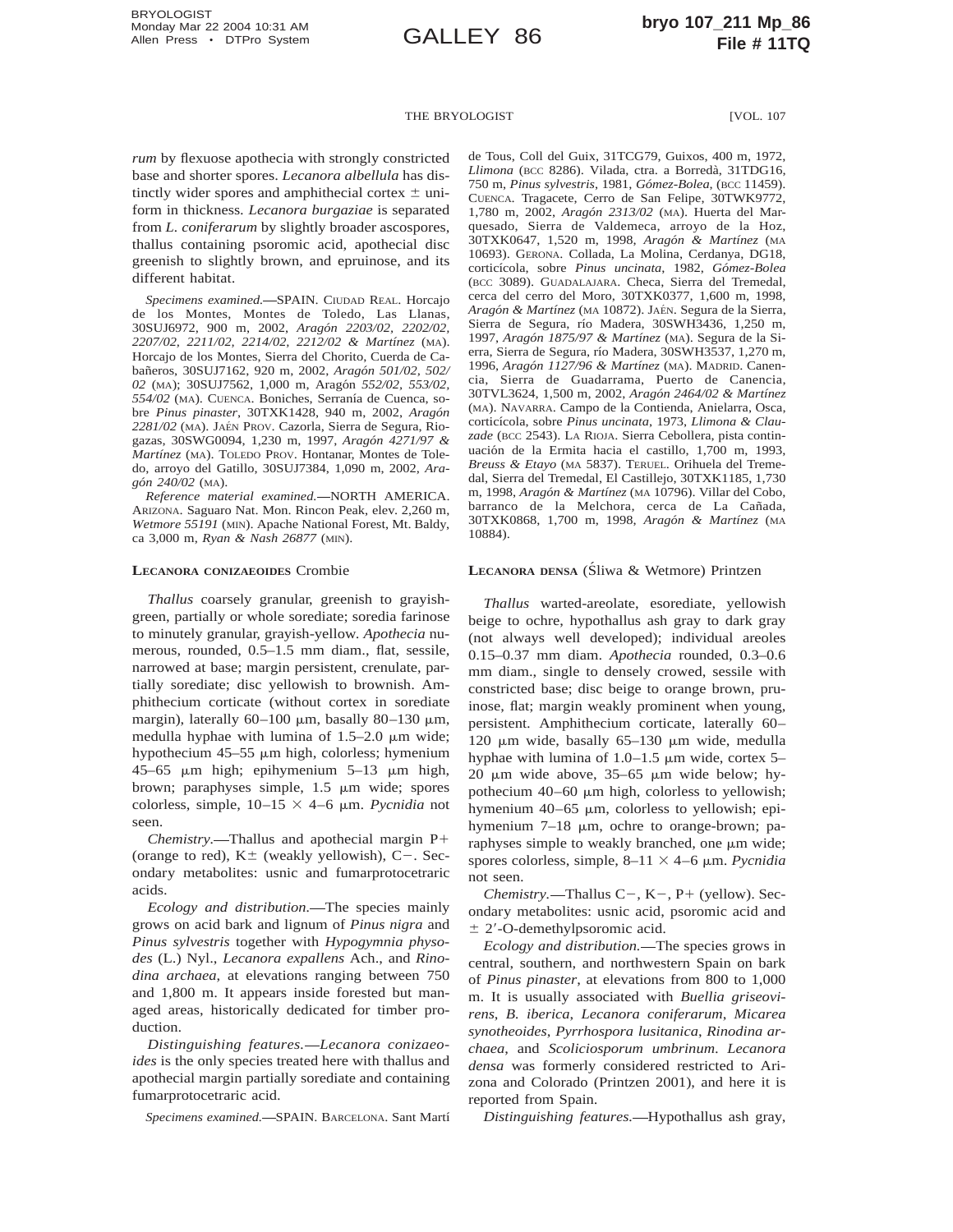*rum* by flexuose apothecia with strongly constricted base and shorter spores. *Lecanora albellula* has distinctly wider spores and amphithecial cortex ± uniform in thickness. *Lecanora burgaziae* is separated from *L. coniferarum* by slightly broader ascospores, thallus containing psoromic acid, apothecial disc greenish to slightly brown, and epruinose, and its different habitat.

*Specimens examined.*—SPAIN. CIUDAD REAL. Horcajo de los Montes, Montes de Toledo, Las Llanas, 30SUJ6972, 900 m, 2002, *Aragón 2203/02, 2202/02, 2207/02, 2211/02, 2214/02, 2212/02 & Martínez* (MA). Horcajo de los Montes, Sierra del Chorito, Cuerda de Cabañeros, 30SUJ7162, 920 m, 2002, *Aragón 501/02, 502/02* (MA); 30SUJ7562, 1,000 m, Aragón *552/02, 553/02, 554/02* (MA). CUENCA. Boniches, Serranía de Cuenca, sobre *Pinus pinaster*, 30TXK1428, 940 m, 2002, *Aragón 2281/02* (MA). JAÉN PROV. Cazorla, Sierra de Segura, Riogazas, 30SWG0094, 1,230 m, 1997, *Aragón 4271/97 & Martínez* (MA). TOLEDO PROV. Hontanar, Montes de Toledo, arroyo del Gatillo, 30SUJ7384, 1,090 m, 2002, *Aragón 240/02* (MA).

*Reference material examined.*—NORTH AMERICA. ARIZONA. Saguaro Nat. Mon. Rincon Peak, elev. 2,260 m, *Wetmore 55191* (MIN). Apache National Forest, Mt. Baldy, ca 3,000 m, *Ryan & Nash 26877* (MIN).

**LECANORA CONIZAEOIDES** Crombie

*Thallus* coarsely granular, greenish to grayish-green, partially or whole sorediate; soredia farinose to minutely granular, grayish-yellow. *Apothecia* numerous, rounded, 0.5–1.5 mm diam., flat, sessile, narrowed at base; margin persistent, crenulate, partially sorediate; disc yellowish to brownish. Amphithecium corticate (without cortex in sorediate margin), laterally 60–100 μm, basally 80–130 μm, medulla hyphae with lumina of 1.5–2.0 μm wide; hypothecium 45–55 μm high, colorless; hymenium 45–65 μm high; epihymenium 5–13 μm high, brown; paraphyses simple, 1.5 μm wide; spores colorless, simple, 10–15 × 4–6 μm. *Pycnidia* not seen.

*Chemistry.*—Thallus and apothecial margin P+ (orange to red), K± (weakly yellowish), C−. Secondary metabolites: usnic and fumarprotocetraric acids.

*Ecology and distribution.*—The species mainly grows on acid bark and lignum of *Pinus nigra* and *Pinus sylvestris* together with *Hypogymnia physodes* (L.) Nyl., *Lecanora expallens* Ach., and *Rinodina archaea*, at elevations ranging between 750 and 1,800 m. It appears inside forested but managed areas, historically dedicated for timber production.

*Distinguishing features.*—*Lecanora conizaeoides* is the only species treated here with thallus and apothecial margin partially sorediate and containing fumarprotocetraric acid.

*Specimens examined.*—SPAIN. BARCELONA. Sant Martí de Tous, Coll del Guix, 31TCG79, Guixos, 400 m, 1972, *Llimona* (BCC 8286). Vilada, ctra. a Borredà, 31TDG16, 750 m, *Pinus sylvestris*, 1981, *Gómez-Bolea*, (BCC 11459). CUENCA. Tragacete, Cerro de San Felipe, 30TWK9772, 1,780 m, 2002, *Aragón 2313/02* (MA). Huerta del Marquesado, Sierra de Valdemeca, arroyo de la Hoz, 30TXK0647, 1,520 m, 1998, *Aragón & Martínez* (MA 10693). GERONA. Collada, La Molina, Cerdanya, DG18, corticícola, sobre *Pinus uncinata*, 1982, *Gómez-Bolea* (BCC 3089). GUADALAJARA. Checa, Sierra del Tremedal, cerca del cerro del Moro, 30TXK0377, 1,600 m, 1998, *Aragón & Martínez* (MA 10872). JAÉN. Segura de la Sierra, Sierra de Segura, río Madera, 30SWH3436, 1,250 m, 1997, *Aragón 1875/97 & Martínez* (MA). Segura de la Sierra, Sierra de Segura, río Madera, 30SWH3537, 1,270 m, 1996, *Aragón 1127/96 & Martínez* (MA). MADRID. Canencia, Sierra de Guadarrama, Puerto de Canencia, 30TVL3624, 1,500 m, 2002, *Aragón 2464/02 & Martínez* (MA). NAVARRA. Campo de la Contienda, Anielarra, Osca, corticícola, sobre *Pinus uncinata*, 1973, *Llimona & Clauzade* (BCC 2543). LA RIOJA. Sierra Cebollera, pista continuación de la Ermita hacia el castillo, 1,700 m, 1993, *Breuss & Etayo* (MA 5837). TERUEL. Orihuela del Tremedal, Sierra del Tremedal, El Castillejo, 30TXK1185, 1,730 m, 1998, *Aragón & Martínez* (MA 10796). Villar del Cobo, barranco de la Melchora, cerca de La Cañada, 30TXK0868, 1,700 m, 1998, *Aragón & Martínez* (MA 10884).

**LECANORA DENSA** (Śliwa & Wetmore) Printzen

*Thallus* warted-areolate, esorediate, yellowish beige to ochre, hypothallus ash gray to dark gray (not always well developed); individual areoles 0.15–0.37 mm diam. *Apothecia* rounded, 0.3–0.6 mm diam., single to densely crowed, sessile with constricted base; disc beige to orange brown, pruinose, flat; margin weakly prominent when young, persistent. Amphithecium corticate, laterally 60–120 μm wide, basally 65–130 μm wide, medulla hyphae with lumina of 1.0–1.5 μm wide, cortex 5–20 μm wide above, 35–65 μm wide below; hypothecium 40–60 μm high, colorless to yellowish; hymenium 40–65 μm, colorless to yellowish; epihymenium 7–18 μm, ochre to orange-brown; paraphyses simple to weakly branched, one μm wide; spores colorless, simple, 8–11 × 4–6 μm. *Pycnidia* not seen.

*Chemistry.*—Thallus C−, K−, P+ (yellow). Secondary metabolites: usnic acid, psoromic acid and ± 2′-O-demethylpsoromic acid.

*Ecology and distribution.*—The species grows in central, southern, and northwestern Spain on bark of *Pinus pinaster*, at elevations from 800 to 1,000 m. It is usually associated with *Buellia griseovirens*, *B. iberica*, *Lecanora coniferarum*, *Micarea synotheoides*, *Pyrrhospora lusitanica*, *Rinodina archaea*, and *Scoliciosporum umbrinum*. *Lecanora densa* was formerly considered restricted to Arizona and Colorado (Printzen 2001), and here it is reported from Spain.

*Distinguishing features.*—Hypothallus ash gray,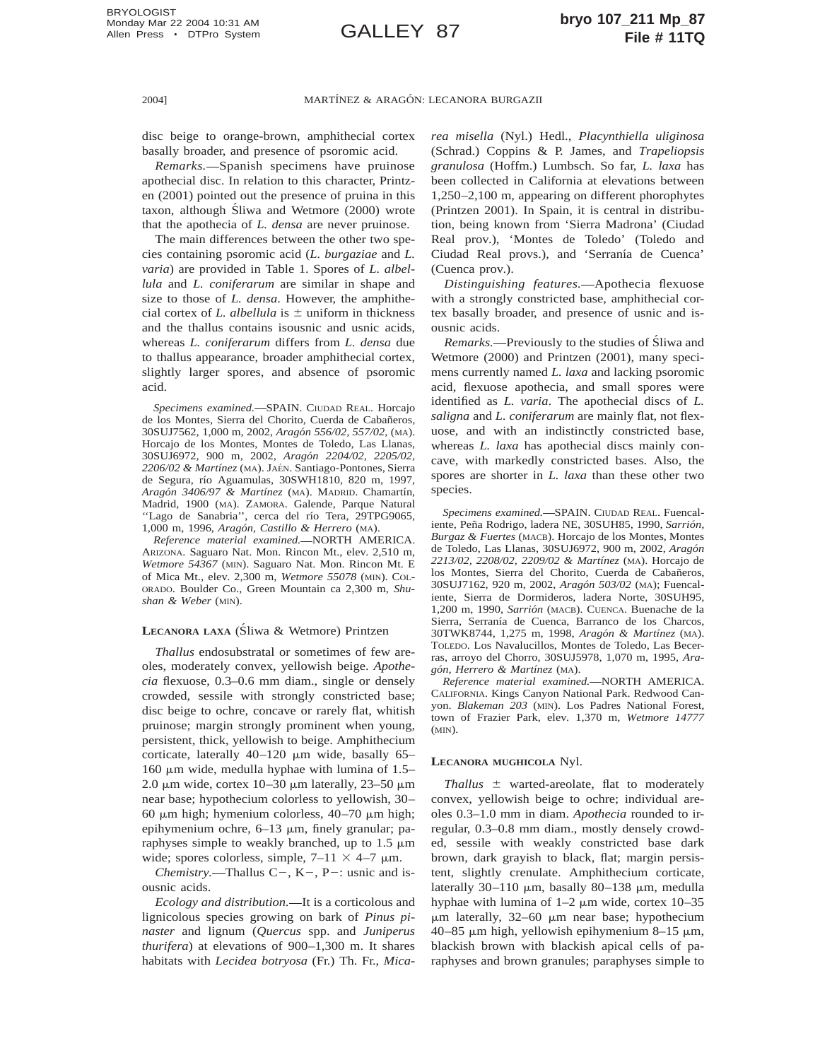disc beige to orange-brown, amphithecial cortex basally broader, and presence of psoromic acid.

*Remarks*.—Spanish specimens have pruinose apothecial disc. In relation to this character, Printzen (2001) pointed out the presence of pruina in this taxon, although Śliwa and Wetmore (2000) wrote that the apothecia of *L. densa* are never pruinose.

The main differences between the other two species containing psoromic acid (*L. burgaziae* and *L. varia*) are provided in Table 1. Spores of *L. albellula* and *L. coniferarum* are similar in shape and size to those of *L. densa*. However, the amphithecial cortex of *L. albellula* is ± uniform in thickness and the thallus contains isousnic and usnic acids, whereas *L. coniferarum* differs from *L. densa* due to thallus appearance, broader amphithecial cortex, slightly larger spores, and absence of psoromic acid.

*Specimens examined.*—SPAIN. CIUDAD REAL. Horcajo de los Montes, Sierra del Chorito, Cuerda de Cabañeros, 30SUJ7562, 1,000 m, 2002, *Aragón 556/02, 557/02*, (MA). Horcajo de los Montes, Montes de Toledo, Las Llanas, 30SUJ6972, 900 m, 2002, *Aragón 2204/02, 2205/02, 2206/02 & Martínez* (MA). JAÉN. Santiago-Pontones, Sierra de Segura, río Aguamulas, 30SWH1810, 820 m, 1997, *Aragón 3406/97 & Martínez* (MA). MADRID. Chamartín, Madrid, 1900 (MA). ZAMORA. Galende, Parque Natural ''Lago de Sanabria'', cerca del río Tera, 29TPG9065, 1,000 m, 1996, *Aragón, Castillo & Herrero* (MA).

*Reference material examined.*—NORTH AMERICA. ARIZONA. Saguaro Nat. Mon. Rincon Mt., elev. 2,510 m, *Wetmore 54367* (MIN). Saguaro Nat. Mon. Rincon Mt. E of Mica Mt., elev. 2,300 m, *Wetmore 55078* (MIN). COLORADO. Boulder Co., Green Mountain ca 2,300 m, *Shushan & Weber* (MIN).

**LECANORA LAXA** (Śliwa & Wetmore) Printzen

*Thallus* endosubstratal or sometimes of few areoles, moderately convex, yellowish beige. *Apothecia* flexuose, 0.3–0.6 mm diam., single or densely crowded, sessile with strongly constricted base; disc beige to ochre, concave or rarely flat, whitish pruinose; margin strongly prominent when young, persistent, thick, yellowish to beige. Amphithecium corticate, laterally 40–120 μm wide, basally 65–160 μm wide, medulla hyphae with lumina of 1.5–2.0 μm wide, cortex 10–30 μm laterally, 23–50 μm near base; hypothecium colorless to yellowish, 30–60 μm high; hymenium colorless, 40–70 μm high; epihymenium ochre, 6–13 μm, finely granular; paraphyses simple to weakly branched, up to 1.5 μm wide; spores colorless, simple, 7–11 × 4–7 μm.

*Chemistry*.—Thallus C−, K−, P−: usnic and isousnic acids.

*Ecology and distribution*.—It is a corticolous and lignicolous species growing on bark of *Pinus pinaster* and lignum (*Quercus* spp. and *Juniperus thurifera*) at elevations of 900–1,300 m. It shares habitats with *Lecidea botryosa* (Fr.) Th. Fr., *Micarea misella* (Nyl.) Hedl., *Placynthiella uliginosa* (Schrad.) Coppins & P. James, and *Trapeliopsis granulosa* (Hoffm.) Lumbsch. So far, *L. laxa* has been collected in California at elevations between 1,250–2,100 m, appearing on different phorophytes (Printzen 2001). In Spain, it is central in distribution, being known from 'Sierra Madrona' (Ciudad Real prov.), 'Montes de Toledo' (Toledo and Ciudad Real provs.), and 'Serranía de Cuenca' (Cuenca prov.).

*Distinguishing features*.—Apothecia flexuose with a strongly constricted base, amphithecial cortex basally broader, and presence of usnic and isousnic acids.

*Remarks*.—Previously to the studies of Śliwa and Wetmore (2000) and Printzen (2001), many specimens currently named *L. laxa* and lacking psoromic acid, flexuose apothecia, and small spores were identified as *L. varia*. The apothecial discs of *L. saligna* and *L. coniferarum* are mainly flat, not flexuose, and with an indistinctly constricted base, whereas *L. laxa* has apothecial discs mainly concave, with markedly constricted bases. Also, the spores are shorter in *L. laxa* than these other two species.

*Specimens examined.*—SPAIN. CIUDAD REAL. Fuencaliente, Peña Rodrigo, ladera NE, 30SUH85, 1990, *Sarrión, Burgaz & Fuertes* (MACB). Horcajo de los Montes, Montes de Toledo, Las Llanas, 30SUJ6972, 900 m, 2002, *Aragón 2213/02, 2208/02, 2209/02 & Martínez* (MA). Horcajo de los Montes, Sierra del Chorito, Cuerda de Cabañeros, 30SUJ7162, 920 m, 2002, *Aragón 503/02* (MA); Fuencaliente, Sierra de Dormideros, ladera Norte, 30SUH95, 1,200 m, 1990, *Sarrión* (MACB). CUENCA. Buenache de la Sierra, Serranía de Cuenca, Barranco de los Charcos, 30TWK8744, 1,275 m, 1998, *Aragón & Martínez* (MA). TOLEDO. Los Navalucillos, Montes de Toledo, Las Becerras, arroyo del Chorro, 30SUJ5978, 1,070 m, 1995, *Aragón, Herrero & Martínez* (MA).

*Reference material examined.*—NORTH AMERICA. CALIFORNIA. Kings Canyon National Park. Redwood Canyon. *Blakeman 203* (MIN). Los Padres National Forest, town of Frazier Park, elev. 1,370 m, *Wetmore 14777* (MIN).

**LECANORA MUGHICOLA** Nyl.

*Thallus* ± warted-areolate, flat to moderately convex, yellowish beige to ochre; individual areoles 0.3–1.0 mm in diam. *Apothecia* rounded to irregular, 0.3–0.8 mm diam., mostly densely crowded, sessile with weakly constricted base dark brown, dark grayish to black, flat; margin persistent, slightly crenulate. Amphithecium corticate, laterally 30–110 μm, basally 80–138 μm, medulla hyphae with lumina of 1–2 μm wide, cortex 10–35 μm laterally, 32–60 μm near base; hypothecium 40–85 μm high, yellowish epihymenium 8–15 μm, blackish brown with blackish apical cells of paraphyses and brown granules; paraphyses simple to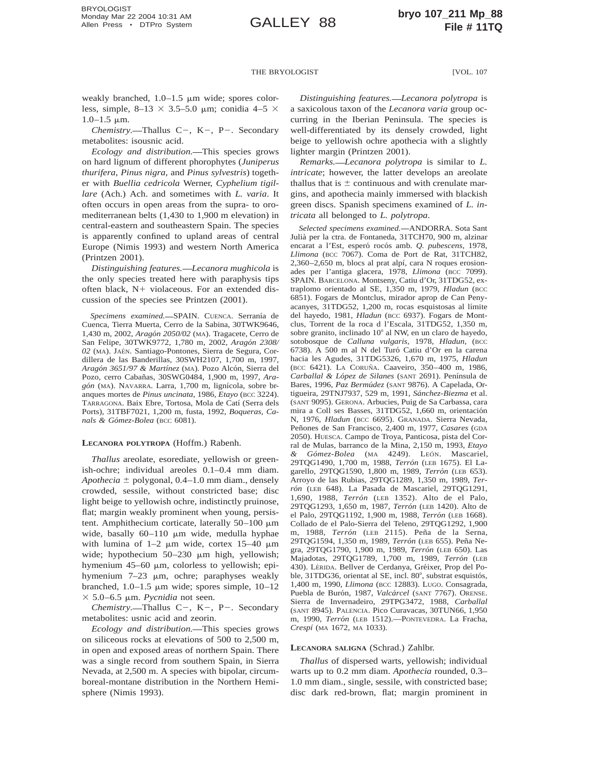weakly branched, 1.0–1.5 μm wide; spores colorless, simple, 8–13 × 3.5–5.0 μm; conidia 4–5 × 1.0–1.5 μm.

*Chemistry*.—Thallus C−, K−, P−. Secondary metabolites: isousnic acid.

*Ecology and distribution*.—This species grows on hard lignum of different phorophytes (*Juniperus thurifera*, *Pinus nigra*, and *Pinus sylvestris*) together with *Buellia cedricola* Werner, *Cyphelium tigillare* (Ach.) Ach. and sometimes with *L. varia*. It often occurs in open areas from the supra- to oromediterranean belts (1,430 to 1,900 m elevation) in central-eastern and southeastern Spain. The species is apparently confined to upland areas of central Europe (Nimis 1993) and western North America (Printzen 2001).

*Distinguishing features*.—*Lecanora mughicola* is the only species treated here with paraphysis tips often black, N+ violaceous. For an extended discussion of the species see Printzen (2001).

*Specimens examined*.—SPAIN. CUENCA. Serranía de Cuenca, Tierra Muerta, Cerro de la Sabina, 30TWK9646, 1,430 m, 2002, *Aragón 2050/02* (MA). Tragacete, Cerro de San Felipe, 30TWK9772, 1,780 m, 2002, *Aragón 2308/02* (MA). JAÉN. Santiago-Pontones, Sierra de Segura, Cordillera de las Banderillas, 30SWH2107, 1,700 m, 1997, *Aragón 3651/97 & Martínez* (MA). Pozo Alcón, Sierra del Pozo, cerro Cabañas, 30SWG0484, 1,900 m, 1997, *Aragón* (MA). NAVARRA. Larra, 1,700 m, lignícola, sobre branques mortes de *Pinus uncinata*, 1986, *Etayo* (BCC 3224). TARRAGONA. Baix Ebre, Tortosa, Mola de Catí (Serra dels Ports), 31TBF7021, 1,200 m, fusta, 1992, *Boqueras, Canals & Gómez-Bolea* (BCC 6081).

**LECANORA POLYTROPA** (Hoffm.) Rabenh.

*Thallus* areolate, esorediate, yellowish or greenish-ochre; individual areoles 0.1–0.4 mm diam. *Apothecia* ± polygonal, 0.4–1.0 mm diam., densely crowded, sessile, without constricted base; disc light beige to yellowish ochre, indistinctly pruinose, flat; margin weakly prominent when young, persistent. Amphithecium corticate, laterally 50–100 μm wide, basally 60–110 μm wide, medulla hyphae with lumina of 1–2 μm wide, cortex 15–40 μm wide; hypothecium 50–230 μm high, yellowish; hymenium 45–60 μm, colorless to yellowish; epihymenium 7–23 μm, ochre; paraphyses weakly branched, 1.0–1.5 μm wide; spores simple, 10–12 × 5.0–6.5 μm. *Pycnidia* not seen.

*Chemistry*.—Thallus C−, K−, P−. Secondary metabolites: usnic acid and zeorin.

*Ecology and distribution*.—This species grows on siliceous rocks at elevations of 500 to 2,500 m, in open and exposed areas of northern Spain. There was a single record from southern Spain, in Sierra Nevada, at 2,500 m. A species with bipolar, circumboreal-montane distribution in the Northern Hemisphere (Nimis 1993).

*Distinguishing features*.—*Lecanora polytropa* is a saxicolous taxon of the *Lecanora varia* group occurring in the Iberian Peninsula. The species is well-differentiated by its densely crowded, light beige to yellowish ochre apothecia with a slightly lighter margin (Printzen 2001).

*Remarks*.—*Lecanora polytropa* is similar to *L. intricate*; however, the latter develops an areolate thallus that is ± continuous and with crenulate margins, and apothecia mainly immersed with blackish green discs. Spanish specimens examined of *L. intricata* all belonged to *L. polytropa*.

*Selected specimens examined*.—ANDORRA. Sota Sant Julià per la ctra. de Fontaneda, 31TCH70, 900 m, alzinar encarat a l'Est, esperó rocós amb. *Q. pubescens*, 1978, *Llimona* (BCC 7067). Coma de Port de Rat, 31TCH82, 2,360–2,650 m, blocs al prat alpí, cara N roques erosionades per l'antiga glacera, 1978, *Llimona* (BCC 7099). SPAIN. BARCELONA. Montseny, Catiu d'Or, 31TDG52, extraplomo orientado al SE, 1,350 m, 1979, *Hladun* (BCC 6851). Fogars de Montclus, mirador aprop de Can Penyacanyes, 31TDG52, 1,200 m, rocas esquistosas al límite del hayedo, 1981, *Hladun* (BCC 6937). Fogars de Montclus, Torrent de la roca d l'Escala, 31TDG52, 1,350 m, sobre granito, inclinado 10° al NW, en un claro de hayedo, sotobosque de *Calluna vulgaris*, 1978, *Hladun*, (BCC 6738). A 500 m al N del Turó Catiu d'Or en la carena hacia les Agudes, 31TDG5326, 1,670 m, 1975, *Hladun* (BCC 6421). LA CORUÑA. Caaveiro, 350–400 m, 1986, *Carballal & López de Silanes* (SANT 2691). Península de Bares, 1996, *Paz Bermúdez* (SANT 9876). A Capelada, Ortigueira, 29TNJ7937, 529 m, 1991, *Sánchez-Biezma* et al. (SANT 9095). GERONA. Arbucies, Puig de Sa Carbassa, cara mira a Coll ses Basses, 31TDG52, 1,660 m, orientación N, 1976, *Hladun* (BCC 6695). GRANADA. Sierra Nevada, Peñones de San Francisco, 2,400 m, 1977, *Casares* (GDA 2050). HUESCA. Campo de Troya, Panticosa, pista del Corral de Mulas, barranco de la Mina, 2,150 m, 1993, *Etayo & Gómez-Bolea* (MA 4249). LEÓN. Mascariel, 29TQG1490, 1,700 m, 1988, *Terrón* (LEB 1675). El Lagarello, 29TQG1590, 1,800 m, 1989, *Terrón* (LEB 653). Arroyo de las Rubias, 29TQG1289, 1,350 m, 1989, *Terrón* (LEB 648). La Pasada de Mascariel, 29TQG1291, 1,690, 1988, *Terrón* (LEB 1352). Alto de el Palo, 29TQG1293, 1,650 m, 1987, *Terrón* (LEB 1420). Alto de el Palo, 29TQG1192, 1,900 m, 1988, *Terrón* (LEB 1668). Collado de el Palo-Sierra del Teleno, 29TQG1292, 1,900 m, 1988, *Terrón* (LEB 2115). Peña de la Serna, 29TQG1594, 1,350 m, 1989, *Terrón* (LEB 655). Peña Negra, 29TQG1790, 1,900 m, 1989, *Terrón* (LEB 650). Las Majadotas, 29TQG1789, 1,700 m, 1989, *Terrón* (LEB 430). LÉRIDA. Bellver de Cerdanya, Gréixer, Prop del Poble, 31TDG36, orientat al SE, incl. 80°, substrat esquistós, 1,400 m, 1990, *Llimona* (BCC 12883). LUGO. Consagrada, Puebla de Burón, 1987, *Valcárcel* (SANT 7767). ORENSE. Sierra de Invernadeiro, 29TPG3472, 1988, *Carballal* (SANT 8945). PALENCIA. Pico Curavacas, 30TUN66, 1,950 m, 1990, *Terrón* (LEB 1512).—PONTEVEDRA. La Fracha, *Crespí* (MA 1672, MA 1033).

**LECANORA SALIGNA** (Schrad.) Zahlbr.

*Thallus* of dispersed warts, yellowish; individual warts up to 0.2 mm diam. *Apothecia* rounded, 0.3–1.0 mm diam., single, sessile, with constricted base; disc dark red-brown, flat; margin prominent in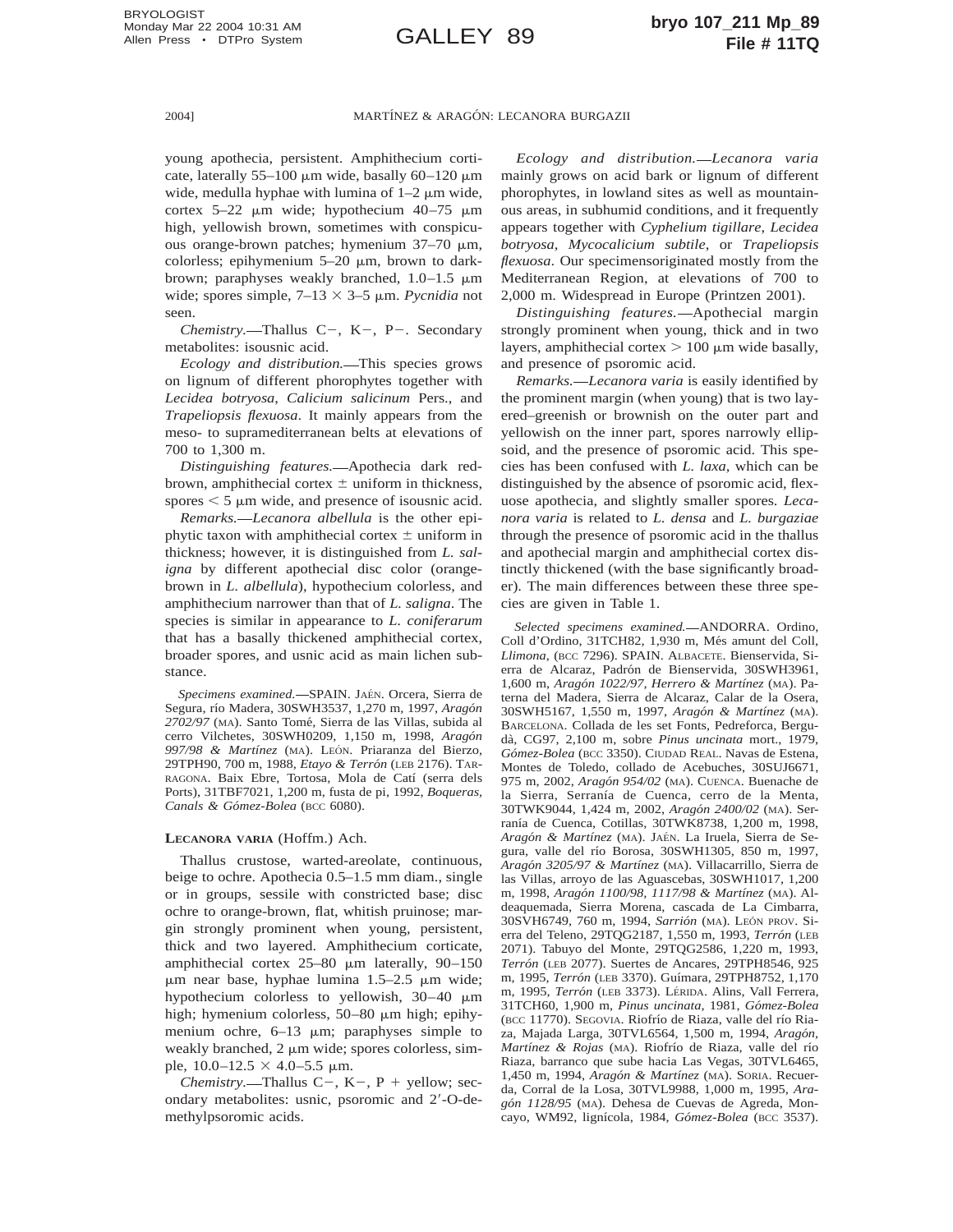young apothecia, persistent. Amphithecium corticate, laterally 55–100 μm wide, basally 60–120 μm wide, medulla hyphae with lumina of 1–2 μm wide, cortex 5–22 μm wide; hypothecium 40–75 μm high, yellowish brown, sometimes with conspicuous orange-brown patches; hymenium 37–70 μm, colorless; epihymenium 5–20 μm, brown to dark-brown; paraphyses weakly branched, 1.0–1.5 μm wide; spores simple, 7–13 × 3–5 μm. *Pycnidia* not seen.

*Chemistry.*—Thallus C−, K−, P−. Secondary metabolites: isousnic acid.

*Ecology and distribution.*—This species grows on lignum of different phorophytes together with *Lecidea botryosa*, *Calicium salicinum* Pers., and *Trapeliopsis flexuosa*. It mainly appears from the meso- to supramediterranean belts at elevations of 700 to 1,300 m.

*Distinguishing features.*—Apothecia dark red-brown, amphithecial cortex ± uniform in thickness, spores < 5 μm wide, and presence of isousnic acid.

*Remarks.*—*Lecanora albellula* is the other epiphytic taxon with amphithecial cortex ± uniform in thickness; however, it is distinguished from *L. saligna* by different apothecial disc color (orange-brown in *L. albellula*), hypothecium colorless, and amphithecium narrower than that of *L. saligna*. The species is similar in appearance to *L. coniferarum* that has a basally thickened amphithecial cortex, broader spores, and usnic acid as main lichen substance.

*Specimens examined.*—SPAIN. JAÉN. Orcera, Sierra de Segura, río Madera, 30SWH3537, 1,270 m, 1997, *Aragón 2702/97* (MA). Santo Tomé, Sierra de las Villas, subida al cerro Vilchetes, 30SWH0209, 1,150 m, 1998, *Aragón 997/98 & Martínez* (MA). LEÓN. Priaranza del Bierzo, 29TPH90, 700 m, 1988, *Etayo & Terrón* (LEB 2176). TARRAGONA. Baix Ebre, Tortosa, Mola de Catí (serra dels Ports), 31TBF7021, 1,200 m, fusta de pi, 1992, *Boqueras, Canals & Gómez-Bolea* (BCC 6080).

**LECANORA VARIA** (Hoffm.) Ach.

Thallus crustose, warted-areolate, continuous, beige to ochre. Apothecia 0.5–1.5 mm diam., single or in groups, sessile with constricted base; disc ochre to orange-brown, flat, whitish pruinose; margin strongly prominent when young, persistent, thick and two layered. Amphithecium corticate, amphithecial cortex 25–80 μm laterally, 90–150 μm near base, hyphae lumina 1.5–2.5 μm wide; hypothecium colorless to yellowish, 30–40 μm high; hymenium colorless, 50–80 μm high; epihymenium ochre, 6–13 μm; paraphyses simple to weakly branched, 2 μm wide; spores colorless, simple, 10.0–12.5 × 4.0–5.5 μm.

*Chemistry.*—Thallus C−, K−, P + yellow; secondary metabolites: usnic, psoromic and 2′-O-demethylpsoromic acids.

*Ecology and distribution.*—*Lecanora varia* mainly grows on acid bark or lignum of different phorophytes, in lowland sites as well as mountainous areas, in subhumid conditions, and it frequently appears together with *Cyphelium tigillare*, *Lecidea botryosa*, *Mycocalicium subtile*, or *Trapeliopsis flexuosa*. Our specimensoriginated mostly from the Mediterranean Region, at elevations of 700 to 2,000 m. Widespread in Europe (Printzen 2001).

*Distinguishing features.*—Apothecial margin strongly prominent when young, thick and in two layers, amphithecial cortex > 100 μm wide basally, and presence of psoromic acid.

*Remarks.*—*Lecanora varia* is easily identified by the prominent margin (when young) that is two layered–greenish or brownish on the outer part and yellowish on the inner part, spores narrowly ellipsoid, and the presence of psoromic acid. This species has been confused with *L. laxa*, which can be distinguished by the absence of psoromic acid, flexuose apothecia, and slightly smaller spores. *Lecanora varia* is related to *L. densa* and *L. burgaziae* through the presence of psoromic acid in the thallus and apothecial margin and amphithecial cortex distinctly thickened (with the base significantly broader). The main differences between these three species are given in Table 1.

*Selected specimens examined.*—ANDORRA. Ordino, Coll d'Ordino, 31TCH82, 1,930 m, Més amunt del Coll, *Llimona*, (BCC 7296). SPAIN. ALBACETE. Bienservida, Sierra de Alcaraz, Padrón de Bienservida, 30SWH3961, 1,600 m, *Aragón 1022/97, Herrero & Martínez* (MA). Paterna del Madera, Sierra de Alcaraz, Calar de la Osera, 30SWH5167, 1,550 m, 1997, *Aragón & Martínez* (MA). BARCELONA. Collada de les set Fonts, Pedreforca, Berguedà, CG97, 2,100 m, sobre *Pinus uncinata* mort., 1979, *Gómez-Bolea* (BCC 3350). CIUDAD REAL. Navas de Estena, Montes de Toledo, collado de Acebuches, 30SUJ6671, 975 m, 2002, *Aragón 954/02* (MA). CUENCA. Buenache de la Sierra, Serranía de Cuenca, cerro de la Menta, 30TWK9044, 1,424 m, 2002, *Aragón 2400/02* (MA). Serranía de Cuenca, Cotillas, 30TWK8738, 1,200 m, 1998, *Aragón & Martínez* (MA). JAÉN. La Iruela, Sierra de Segura, valle del río Borosa, 30SWH1305, 850 m, 1997, *Aragón 3205/97 & Martínez* (MA). Villacarrillo, Sierra de las Villas, arroyo de las Aguascebas, 30SWH1017, 1,200 m, 1998, *Aragón 1100/98, 1117/98 & Martínez* (MA). Aldeaquemada, Sierra Morena, cascada de La Cimbarra, 30SVH6749, 760 m, 1994, *Sarrión* (MA). LEÓN PROV. Sierra del Teleno, 29TQG2187, 1,550 m, 1993, *Terrón* (LEB 2071). Tabuyo del Monte, 29TQG2586, 1,220 m, 1993, *Terrón* (LEB 2077). Suertes de Ancares, 29TPH8546, 925 m, 1995, *Terrón* (LEB 3370). Guímara, 29TPH8752, 1,170 m, 1995, *Terrón* (LEB 3373). LÉRIDA. Alins, Vall Ferrera, 31TCH60, 1,900 m, *Pinus uncinata*, 1981, *Gómez-Bolea* (BCC 11770). SEGOVIA. Riofrío de Riaza, valle del río Riaza, Majada Larga, 30TVL6564, 1,500 m, 1994, *Aragón, Martínez & Rojas* (MA). Riofrío de Riaza, valle del río Riaza, barranco que sube hacia Las Vegas, 30TVL6465, 1,450 m, 1994, *Aragón & Martínez* (MA). SORIA. Recuerda, Corral de la Losa, 30TVL9988, 1,000 m, 1995, *Aragón 1128/95* (MA). Dehesa de Cuevas de Agreda, Moncayo, WM92, lignícola, 1984, *Gómez-Bolea* (BCC 3537).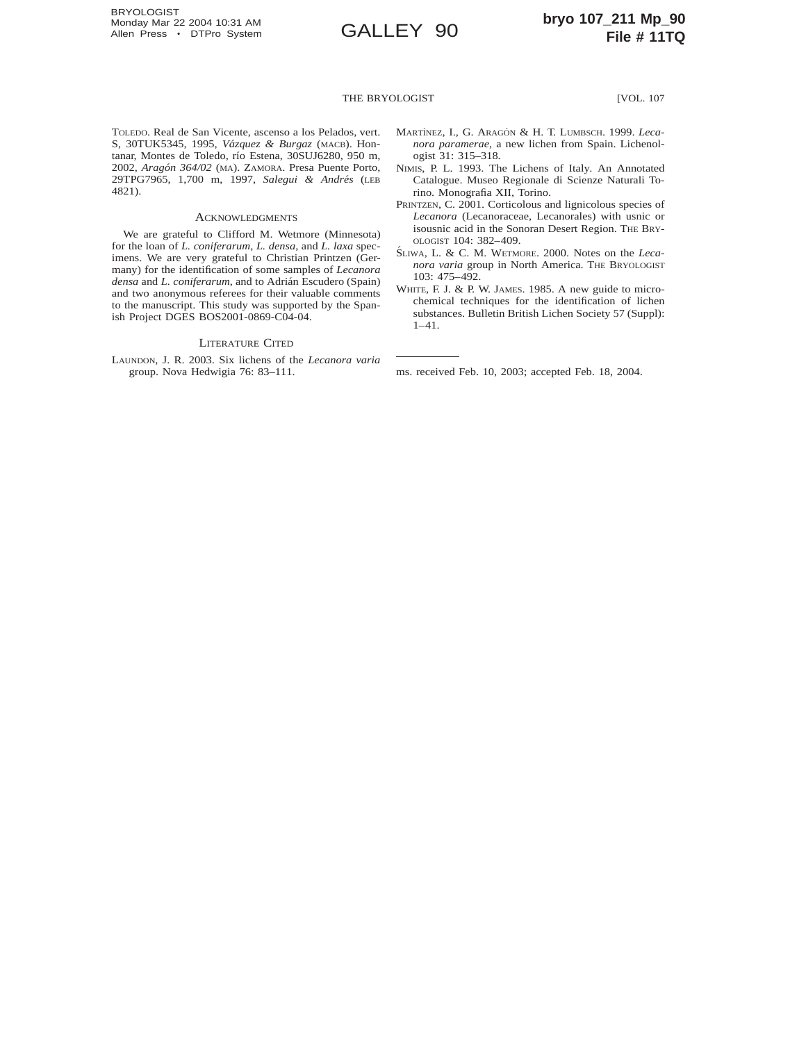Toledo. Real de San Vicente, ascenso a los Pelados, vert. S, 30TUK5345, 1995, *Vázquez & Burgaz* (macb). Hontanar, Montes de Toledo, río Estena, 30SUJ6280, 950 m, 2002, *Aragón 364/02* (ma). Zamora. Presa Puente Porto, 29TPG7965, 1,700 m, 1997, *Salegui & Andrés* (leb 4821).

## Acknowledgments

We are grateful to Clifford M. Wetmore (Minnesota) for the loan of *L. coniferarum, L. densa,* and *L. laxa* specimens. We are very grateful to Christian Printzen (Germany) for the identification of some samples of *Lecanora densa* and *L. coniferarum*, and to Adrián Escudero (Spain) and two anonymous referees for their valuable comments to the manuscript. This study was supported by the Spanish Project DGES BOS2001-0869-C04-04.

## Literature Cited

Laundon, J. R. 2003. Six lichens of the *Lecanora varia* group. Nova Hedwigia 76: 83–111.

Martínez, I., G. Aragón & H. T. Lumbsch. 1999. *Lecanora paramerae*, a new lichen from Spain. Lichenologist 31: 315–318.

Nimis, P. L. 1993. The Lichens of Italy. An Annotated Catalogue. Museo Regionale di Scienze Naturali Torino. Monografia XII, Torino.

Printzen, C. 2001. Corticolous and lignicolous species of *Lecanora* (Lecanoraceae, Lecanorales) with usnic or isousnic acid in the Sonoran Desert Region. The Bryologist 104: 382–409.

Śliwa, L. & C. M. Wetmore. 2000. Notes on the *Lecanora varia* group in North America. The Bryologist 103: 475–492.

White, F. J. & P. W. James. 1985. A new guide to microchemical techniques for the identification of lichen substances. Bulletin British Lichen Society 57 (Suppl): 1–41.

---

ms. received Feb. 10, 2003; accepted Feb. 18, 2004.